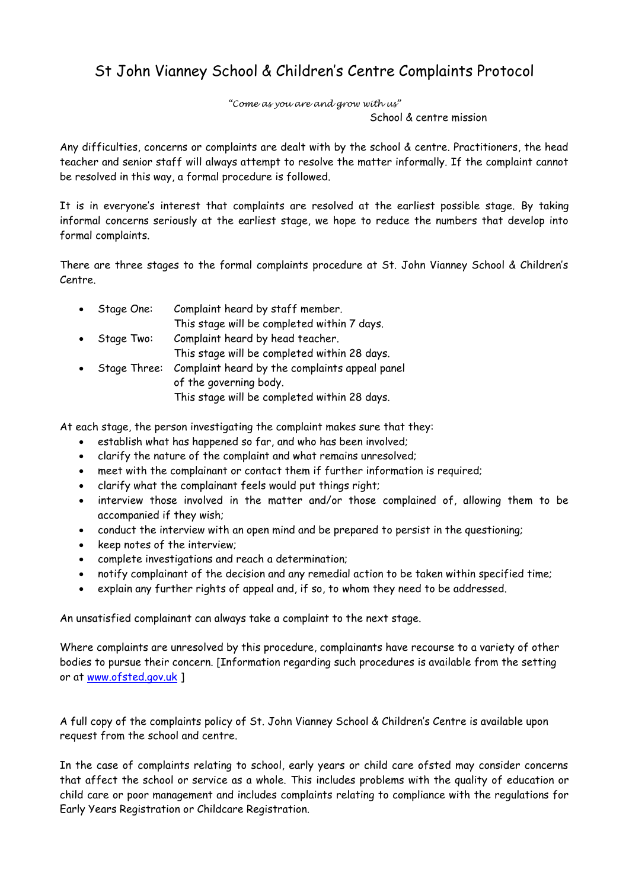# St John Vianney School & Children's Centre Complaints Protocol

*"Come as you are and grow with us"*
School & centre mission

Any difficulties, concerns or complaints are dealt with by the school & centre. Practitioners, the head teacher and senior staff will always attempt to resolve the matter informally. If the complaint cannot be resolved in this way, a formal procedure is followed.

It is in everyone's interest that complaints are resolved at the earliest possible stage. By taking informal concerns seriously at the earliest stage, we hope to reduce the numbers that develop into formal complaints.

There are three stages to the formal complaints procedure at St. John Vianney School & Children's Centre.

- Stage One: Complaint heard by staff member.
  This stage will be completed within 7 days.
- Stage Two: Complaint heard by head teacher.
  This stage will be completed within 28 days.
- Stage Three: Complaint heard by the complaints appeal panel of the governing body.
  This stage will be completed within 28 days.

At each stage, the person investigating the complaint makes sure that they:

- establish what has happened so far, and who has been involved;
- clarify the nature of the complaint and what remains unresolved;
- meet with the complainant or contact them if further information is required;
- clarify what the complainant feels would put things right;
- interview those involved in the matter and/or those complained of, allowing them to be accompanied if they wish;
- conduct the interview with an open mind and be prepared to persist in the questioning;
- keep notes of the interview;
- complete investigations and reach a determination;
- notify complainant of the decision and any remedial action to be taken within specified time;
- explain any further rights of appeal and, if so, to whom they need to be addressed.

An unsatisfied complainant can always take a complaint to the next stage.

Where complaints are unresolved by this procedure, complainants have recourse to a variety of other bodies to pursue their concern. [Information regarding such procedures is available from the setting or at www.ofsted.gov.uk ]

A full copy of the complaints policy of St. John Vianney School & Children's Centre is available upon request from the school and centre.

In the case of complaints relating to school, early years or child care ofsted may consider concerns that affect the school or service as a whole. This includes problems with the quality of education or child care or poor management and includes complaints relating to compliance with the regulations for Early Years Registration or Childcare Registration.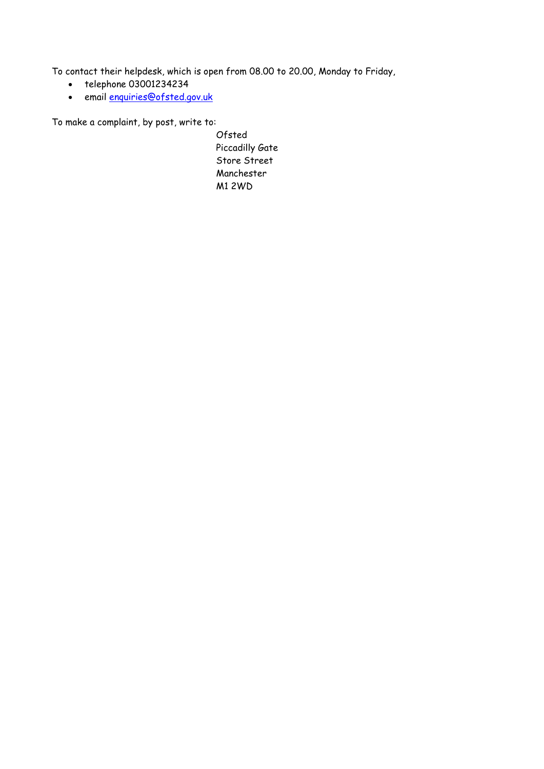To contact their helpdesk, which is open from 08.00 to 20.00, Monday to Friday,

- telephone 03001234234
- email enquiries@ofsted.gov.uk

To make a complaint, by post, write to:

Ofsted  
Piccadilly Gate  
Store Street  
Manchester  
M1 2WD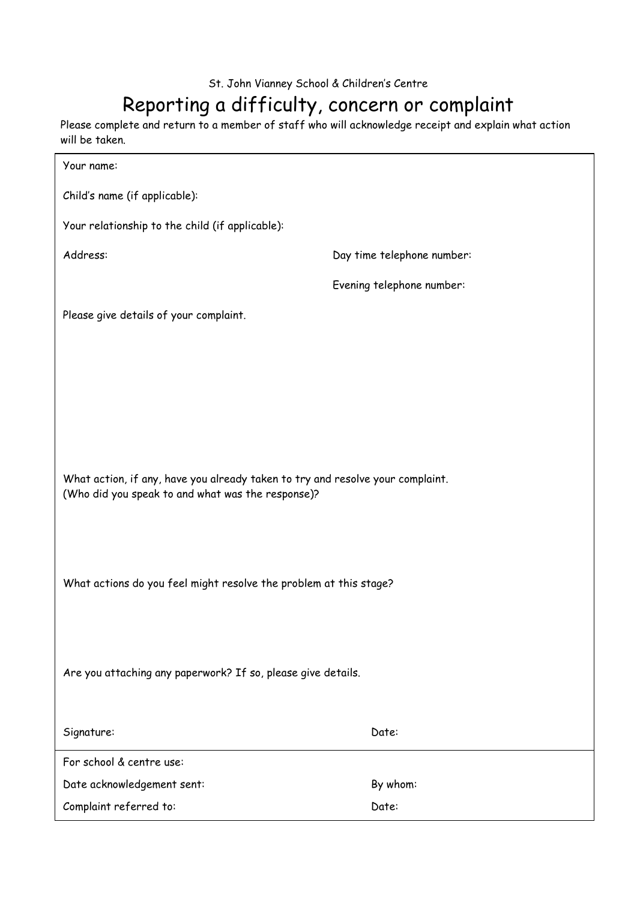St. John Vianney School & Children's Centre

# Reporting a difficulty, concern or complaint

Please complete and return to a member of staff who will acknowledge receipt and explain what action will be taken.

Your name:

Child's name (if applicable):

Your relationship to the child (if applicable):

| | |
|---|---|
| Address: | Day time telephone number: |
| | Evening telephone number: |

Please give details of your complaint.

What action, if any, have you already taken to try and resolve your complaint.
(Who did you speak to and what was the response)?

What actions do you feel might resolve the problem at this stage?

Are you attaching any paperwork? If so, please give details.

| | |
|---|---|
| Signature: | Date: |

For school & centre use:

| | |
|---|---|
| Date acknowledgement sent: | By whom: |
| Complaint referred to: | Date: |